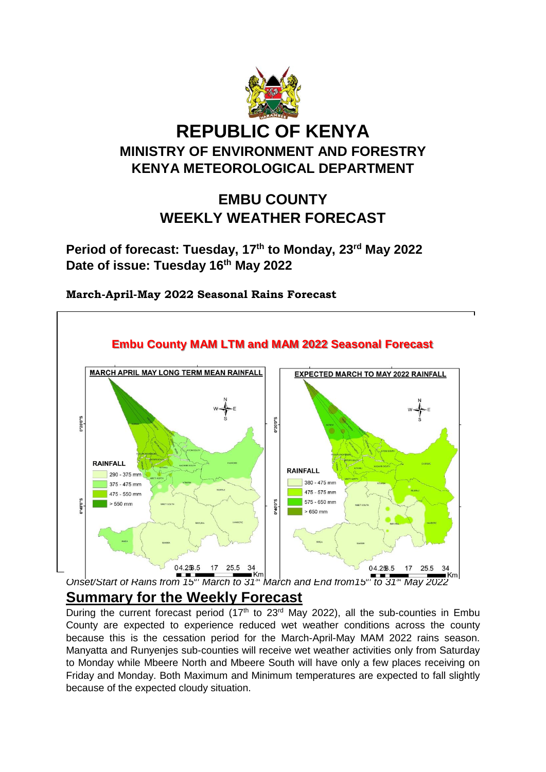# REPUBLIC OF KENYA

## MINISTRY OF ENVIRONMENT AND FORESTRY

## KENYA METEOROLOGICAL DEPARTMENT

## EMBU COUNTY

## WEEKLY WEATHER FORECAST

**Period of forecast: Tuesday, 17th to Monday, 23rd May 2022**

**Date of issue: Tuesday 16th May 2022**

**March-April-May 2022 Seasonal Rains Forecast**

**Embu County MAM LTM and MAM 2022 Seasonal Forecast**

**MARCH APRIL MAY LONG TERM MEAN RAINFALL**

RAINFALL
- 290 - 375 mm
- 375 - 475 mm
- 475 - 550 mm
- > 550 mm

**EXPECTED MARCH TO MAY 2022 RAINFALL**

RAINFALL
- 380 - 475 mm
- 475 - 575 mm
- 575 - 650 mm
- > 650 mm

*Onset/Start of Rains from 15th March to 31st March and End from15th to 31st May 2022*

## Summary for the Weekly Forecast

During the current forecast period (17th to 23rd May 2022), all the sub-counties in Embu County are expected to experience reduced wet weather conditions across the county because this is the cessation period for the March-April-May MAM 2022 rains season. Manyatta and Runyenjes sub-counties will receive wet weather activities only from Saturday to Monday while Mbeere North and Mbeere South will have only a few places receiving on Friday and Monday. Both Maximum and Minimum temperatures are expected to fall slightly because of the expected cloudy situation.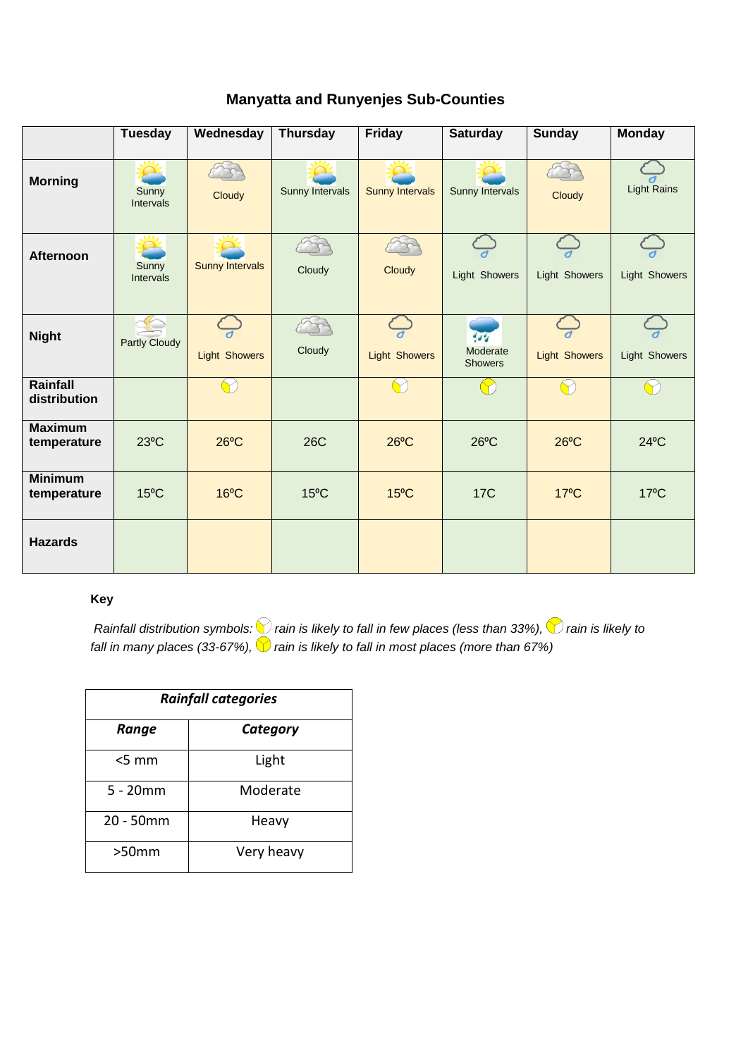## Manyatta and Runyenjes Sub-Counties

| | Tuesday | Wednesday | Thursday | Friday | Saturday | Sunday | Monday |
|---|---|---|---|---|---|---|---|
| **Morning** | Sunny Intervals | Cloudy | Sunny Intervals | Sunny Intervals | Sunny Intervals | Cloudy | Light Rains |
| **Afternoon** | Sunny Intervals | Sunny Intervals | Cloudy | Cloudy | Light Showers | Light Showers | Light Showers |
| **Night** | Partly Cloudy | Light Showers | Cloudy | Light Showers | Moderate Showers | Light Showers | Light Showers |
| **Rainfall distribution** | | | | | | | |
| **Maximum temperature** | 23ºC | 26ºC | 26C | 26ºC | 26ºC | 26ºC | 24ºC |
| **Minimum temperature** | 15ºC | 16ºC | 15ºC | 15ºC | 17C | 17ºC | 17ºC |
| **Hazards** | | | | | | | |

**Key**

*Rainfall distribution symbols: rain is likely to fall in few places (less than 33%), rain is likely to fall in many places (33-67%), rain is likely to fall in most places (more than 67%)*

| ***Rainfall categories*** | |
|---|---|
| ***Range*** | ***Category*** |
| <5 mm | Light |
| 5 - 20mm | Moderate |
| 20 - 50mm | Heavy |
| >50mm | Very heavy |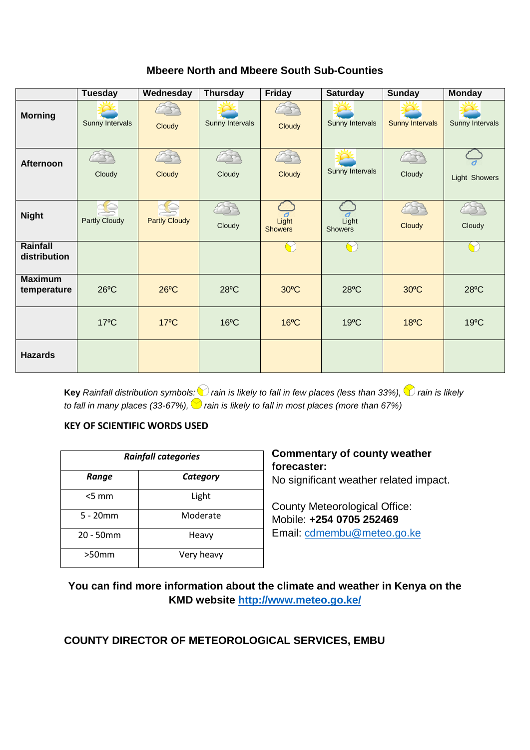## Mbeere North and Mbeere South Sub-Counties

| | Tuesday | Wednesday | Thursday | Friday | Saturday | Sunday | Monday |
|---|---|---|---|---|---|---|---|
| **Morning** | Sunny Intervals | Cloudy | Sunny Intervals | Cloudy | Sunny Intervals | Sunny Intervals | Sunny Intervals |
| **Afternoon** | Cloudy | Cloudy | Cloudy | Cloudy | Sunny Intervals | Cloudy | Light Showers |
| **Night** | Partly Cloudy | Partly Cloudy | Cloudy | Light Showers | Light Showers | Cloudy | Cloudy |
| **Rainfall distribution** | | | | | | | |
| **Maximum temperature** | 26ºC | 26ºC | 28ºC | 30ºC | 28ºC | 30ºC | 28ºC |
| | 17ºC | 17ºC | 16ºC | 16ºC | 19ºC | 18ºC | 19ºC |
| **Hazards** | | | | | | | |

**Key** *Rainfall distribution symbols: rain is likely to fall in few places (less than 33%), rain is likely to fall in many places (33-67%), rain is likely to fall in most places (more than 67%)*

**KEY OF SCIENTIFIC WORDS USED**

| *Rainfall categories* | |
|---|---|
| ***Range*** | ***Category*** |
| <5 mm | Light |
| 5 - 20mm | Moderate |
| 20 - 50mm | Heavy |
| >50mm | Very heavy |

**Commentary of county weather forecaster:**
No significant weather related impact.

County Meteorological Office:
Mobile: **+254 0705 252469**
Email: cdmembu@meteo.go.ke

**You can find more information about the climate and weather in Kenya on the KMD website http://www.meteo.go.ke/**

**COUNTY DIRECTOR OF METEOROLOGICAL SERVICES, EMBU**